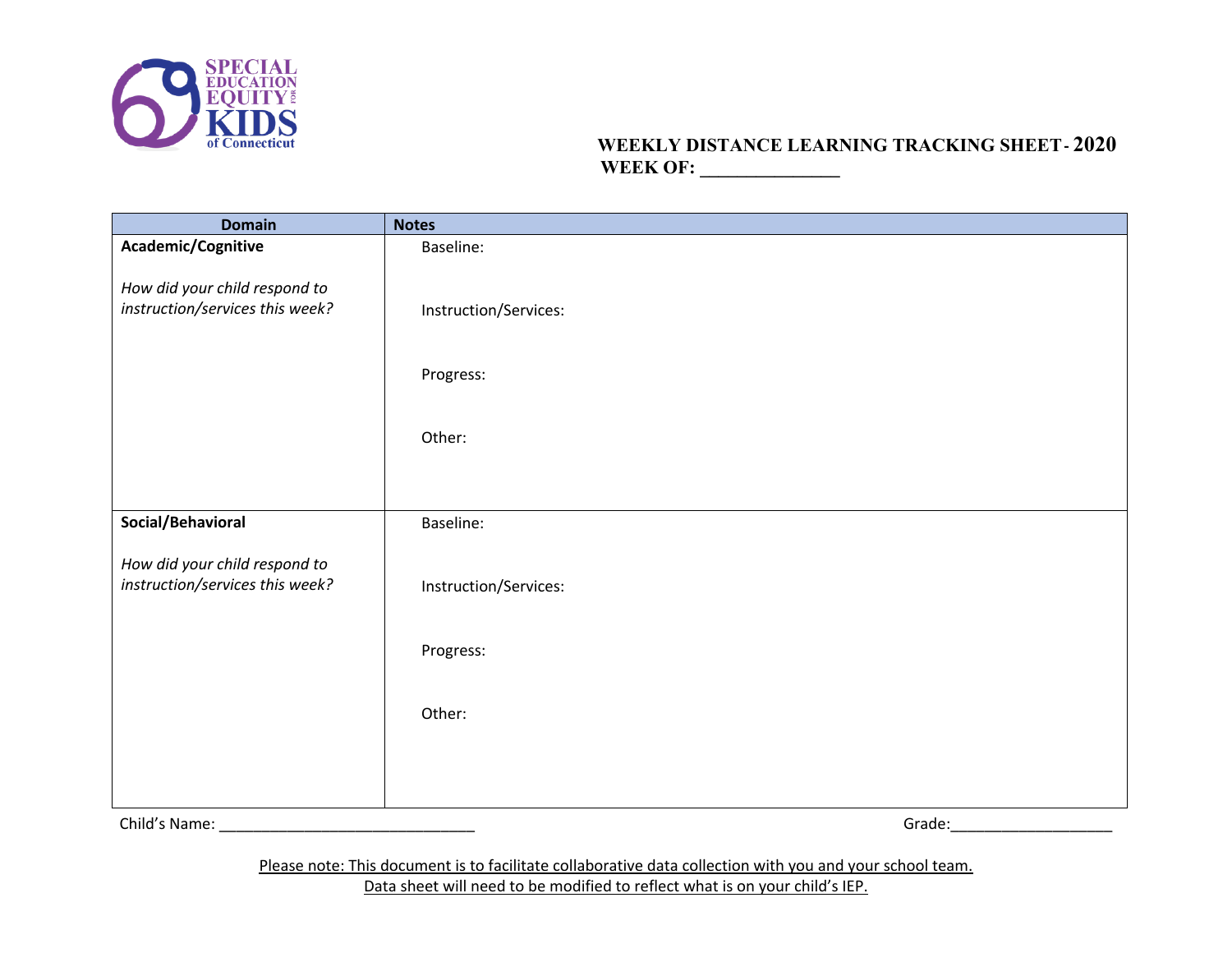SPECIAL EDUCATION EQUITY FOR KIDS of Connecticut

# WEEKLY DISTANCE LEARNING TRACKING SHEET - 2020

**WEEK OF: _______________**

| Domain | Notes |
|---|---|
| **Academic/Cognitive**<br><br>*How did your child respond to instruction/services this week?* | Baseline:<br><br>Instruction/Services:<br><br>Progress:<br><br>Other: |
| **Social/Behavioral**<br><br>*How did your child respond to instruction/services this week?* | Baseline:<br><br>Instruction/Services:<br><br>Progress:<br><br>Other: |

Child's Name: ______________________________ Grade:___________________

Please note: This document is to facilitate collaborative data collection with you and your school team.
Data sheet will need to be modified to reflect what is on your child's IEP.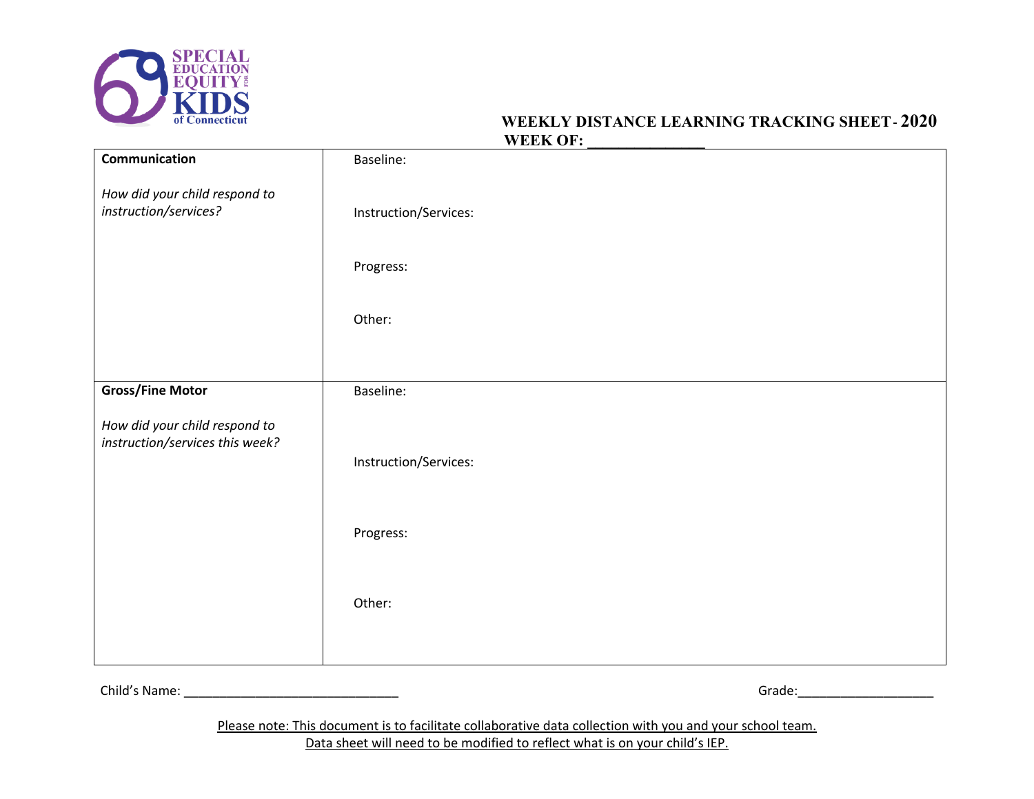SPECIAL EDUCATION EQUITY FOR KIDS of Connecticut

**WEEKLY DISTANCE LEARNING TRACKING SHEET - 2020**
**WEEK OF: \_\_\_\_\_\_\_\_\_\_\_\_\_\_**

| | |
|---|---|
| **Communication**<br><br>*How did your child respond to instruction/services?* | Baseline:<br><br>Instruction/Services:<br><br>Progress:<br><br>Other: |
| **Gross/Fine Motor**<br><br>*How did your child respond to instruction/services this week?* | Baseline:<br><br>Instruction/Services:<br><br>Progress:<br><br>Other: |

Child's Name: \_\_\_\_\_\_\_\_\_\_\_\_\_\_\_\_\_\_\_\_\_\_\_\_\_\_\_\_\_\_ Grade:\_\_\_\_\_\_\_\_\_\_\_\_\_\_\_\_\_\_\_

<u>Please note: This document is to facilitate collaborative data collection with you and your school team.</u>
<u>Data sheet will need to be modified to reflect what is on your child's IEP.</u>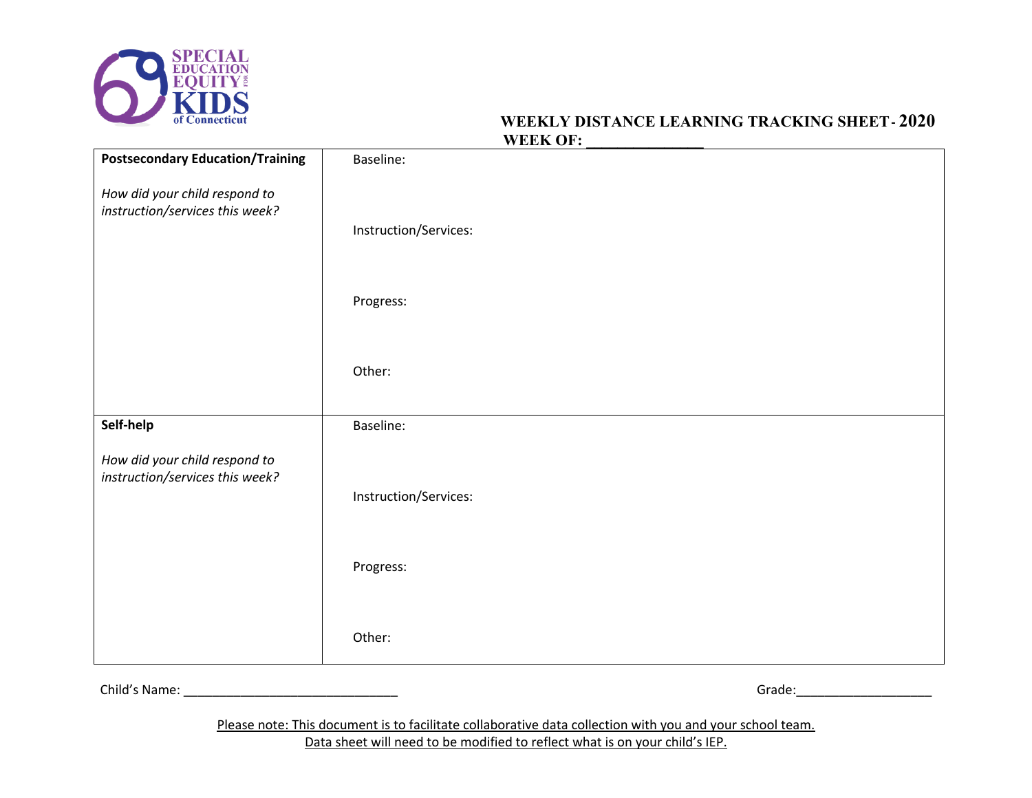SPECIAL EDUCATION EQUITY FOR KIDS of Connecticut

**WEEKLY DISTANCE LEARNING TRACKING SHEET - 2020**
**WEEK OF: _______________**

| | |
|---|---|
| **Postsecondary Education/Training**<br><br>*How did your child respond to instruction/services this week?* | Baseline:<br><br>Instruction/Services:<br><br>Progress:<br><br>Other: |
| **Self-help**<br><br>*How did your child respond to instruction/services this week?* | Baseline:<br><br>Instruction/Services:<br><br>Progress:<br><br>Other: |

Child's Name: ______________________________ Grade:___________________

Please note: This document is to facilitate collaborative data collection with you and your school team.
Data sheet will need to be modified to reflect what is on your child's IEP.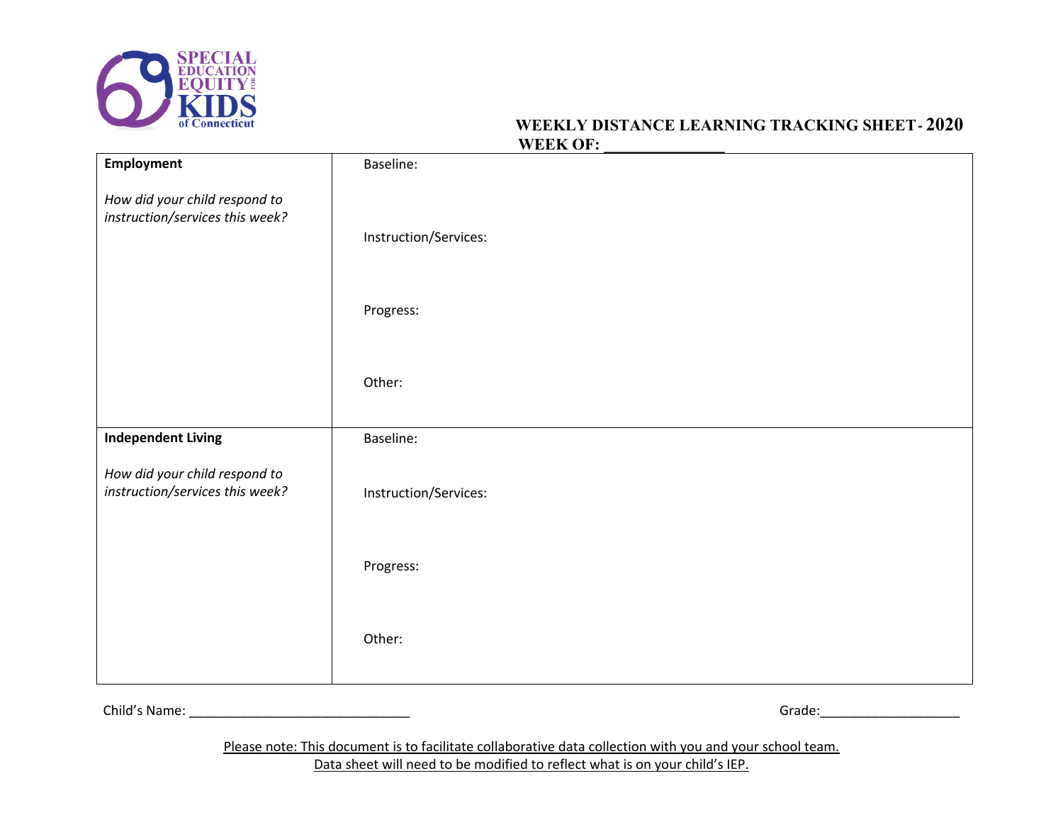SPECIAL EDUCATION EQUITY FOR KIDS of Connecticut

## WEEKLY DISTANCE LEARNING TRACKING SHEET - 2020

**WEEK OF: _______________**

| | |
|---|---|
| **Employment**<br><br>*How did your child respond to instruction/services this week?* | Baseline:<br><br>Instruction/Services:<br><br>Progress:<br><br>Other: |
| **Independent Living**<br><br>*How did your child respond to instruction/services this week?* | Baseline:<br><br>Instruction/Services:<br><br>Progress:<br><br>Other: |

Child's Name: ______________________________ Grade:___________________

Please note: This document is to facilitate collaborative data collection with you and your school team.
Data sheet will need to be modified to reflect what is on your child's IEP.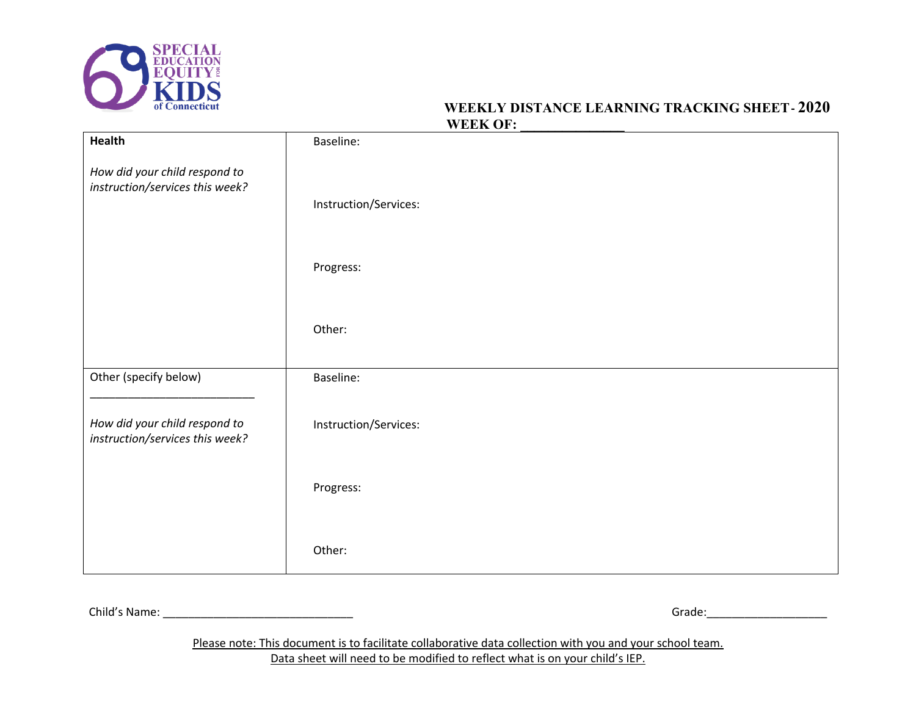**WEEKLY DISTANCE LEARNING TRACKING SHEET - 2020**
**WEEK OF: ______________**

| | |
|---|---|
| **Health**<br><br>*How did your child respond to instruction/services this week?* | Baseline:<br><br>Instruction/Services:<br><br>Progress:<br><br>Other: |
| Other (specify below)<br>________________________<br><br>*How did your child respond to instruction/services this week?* | Baseline:<br><br>Instruction/Services:<br><br>Progress:<br><br>Other: |

Child's Name: ______________________________ Grade:___________________

Please note: This document is to facilitate collaborative data collection with you and your school team.
Data sheet will need to be modified to reflect what is on your child's IEP.